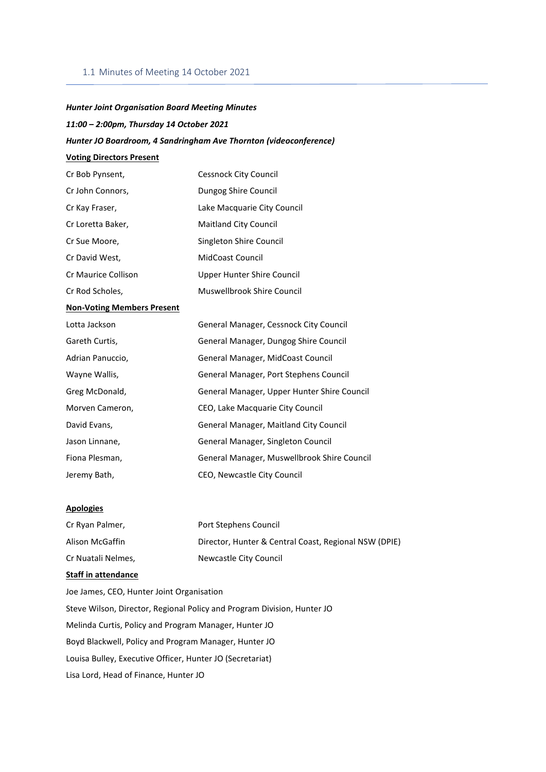## 1.1 Minutes of Meeting 14 October 2021

***Hunter Joint Organisation Board Meeting Minutes***

***11:00 – 2:00pm, Thursday 14 October 2021***

***Hunter JO Boardroom, 4 Sandringham Ave Thornton (videoconference)***

**Voting Directors Present**

| | |
|---|---|
| Cr Bob Pynsent, | Cessnock City Council |
| Cr John Connors, | Dungog Shire Council |
| Cr Kay Fraser, | Lake Macquarie City Council |
| Cr Loretta Baker, | Maitland City Council |
| Cr Sue Moore, | Singleton Shire Council |
| Cr David West, | MidCoast Council |
| Cr Maurice Collison | Upper Hunter Shire Council |
| Cr Rod Scholes, | Muswellbrook Shire Council |

**Non-Voting Members Present**

| | |
|---|---|
| Lotta Jackson | General Manager, Cessnock City Council |
| Gareth Curtis, | General Manager, Dungog Shire Council |
| Adrian Panuccio, | General Manager, MidCoast Council |
| Wayne Wallis, | General Manager, Port Stephens Council |
| Greg McDonald, | General Manager, Upper Hunter Shire Council |
| Morven Cameron, | CEO, Lake Macquarie City Council |
| David Evans, | General Manager, Maitland City Council |
| Jason Linnane, | General Manager, Singleton Council |
| Fiona Plesman, | General Manager, Muswellbrook Shire Council |
| Jeremy Bath, | CEO, Newcastle City Council |

**Apologies**

| | |
|---|---|
| Cr Ryan Palmer, | Port Stephens Council |
| Alison McGaffin | Director, Hunter & Central Coast, Regional NSW (DPIE) |
| Cr Nuatali Nelmes, | Newcastle City Council |

**Staff in attendance**

Joe James, CEO, Hunter Joint Organisation

Steve Wilson, Director, Regional Policy and Program Division, Hunter JO

Melinda Curtis, Policy and Program Manager, Hunter JO

Boyd Blackwell, Policy and Program Manager, Hunter JO

Louisa Bulley, Executive Officer, Hunter JO (Secretariat)

Lisa Lord, Head of Finance, Hunter JO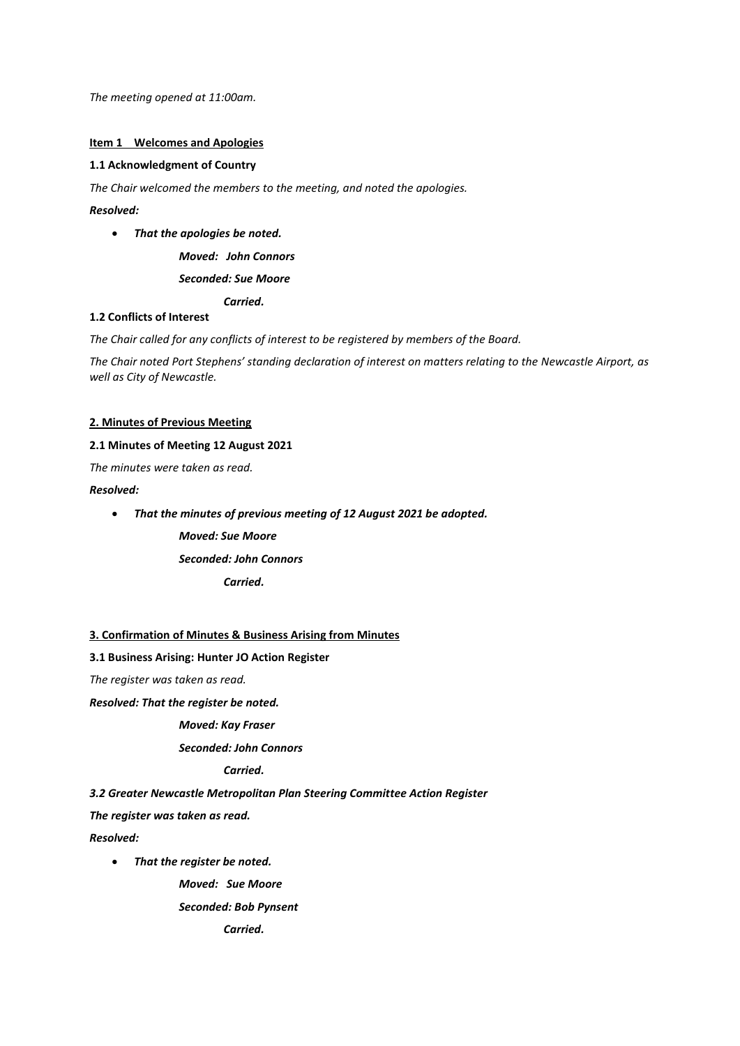*The meeting opened at 11:00am.*

**<u>Item 1 Welcomes and Apologies</u>**

**1.1 Acknowledgment of Country**

*The Chair welcomed the members to the meeting, and noted the apologies.*

***Resolved:***

- ***That the apologies be noted.***

  ***Moved: John Connors***

  ***Seconded: Sue Moore***

  ***Carried.***

**1.2 Conflicts of Interest**

*The Chair called for any conflicts of interest to be registered by members of the Board.*

*The Chair noted Port Stephens' standing declaration of interest on matters relating to the Newcastle Airport, as well as City of Newcastle.*

**<u>2. Minutes of Previous Meeting</u>**

**2.1 Minutes of Meeting 12 August 2021**

*The minutes were taken as read.*

***Resolved:***

- ***That the minutes of previous meeting of 12 August 2021 be adopted.***

  ***Moved: Sue Moore***

  ***Seconded: John Connors***

  ***Carried.***

**<u>3. Confirmation of Minutes & Business Arising from Minutes</u>**

**3.1 Business Arising: Hunter JO Action Register**

*The register was taken as read.*

***Resolved: That the register be noted.***

***Moved: Kay Fraser***

***Seconded: John Connors***

***Carried.***

***3.2 Greater Newcastle Metropolitan Plan Steering Committee Action Register***

***The register was taken as read.***

***Resolved:***

- ***That the register be noted.***

  ***Moved: Sue Moore***

  ***Seconded: Bob Pynsent***

  ***Carried.***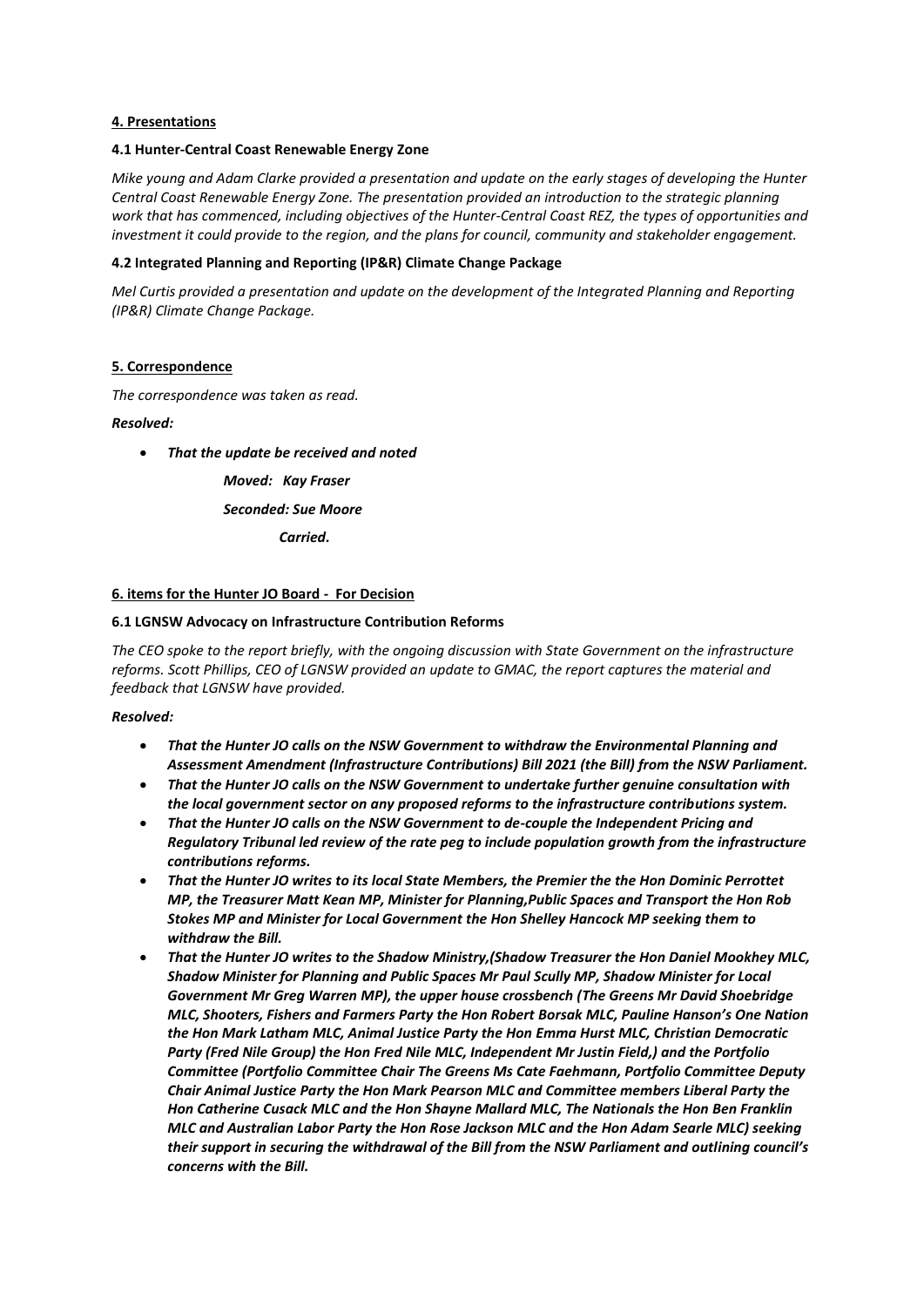**4. Presentations**

**4.1 Hunter-Central Coast Renewable Energy Zone**

*Mike young and Adam Clarke provided a presentation and update on the early stages of developing the Hunter Central Coast Renewable Energy Zone. The presentation provided an introduction to the strategic planning work that has commenced, including objectives of the Hunter-Central Coast REZ, the types of opportunities and investment it could provide to the region, and the plans for council, community and stakeholder engagement.*

**4.2 Integrated Planning and Reporting (IP&R) Climate Change Package**

*Mel Curtis provided a presentation and update on the development of the Integrated Planning and Reporting (IP&R) Climate Change Package.*

**5. Correspondence**

*The correspondence was taken as read.*

***Resolved:***

- ***That the update be received and noted***

***Moved: Kay Fraser***

***Seconded: Sue Moore***

***Carried.***

**6. items for the Hunter JO Board - For Decision**

**6.1 LGNSW Advocacy on Infrastructure Contribution Reforms**

*The CEO spoke to the report briefly, with the ongoing discussion with State Government on the infrastructure reforms. Scott Phillips, CEO of LGNSW provided an update to GMAC, the report captures the material and feedback that LGNSW have provided.*

***Resolved:***

- ***That the Hunter JO calls on the NSW Government to withdraw the Environmental Planning and Assessment Amendment (Infrastructure Contributions) Bill 2021 (the Bill) from the NSW Parliament.***
- ***That the Hunter JO calls on the NSW Government to undertake further genuine consultation with the local government sector on any proposed reforms to the infrastructure contributions system.***
- ***That the Hunter JO calls on the NSW Government to de-couple the Independent Pricing and Regulatory Tribunal led review of the rate peg to include population growth from the infrastructure contributions reforms.***
- ***That the Hunter JO writes to its local State Members, the Premier the the Hon Dominic Perrottet MP, the Treasurer Matt Kean MP, Minister for Planning,Public Spaces and Transport the Hon Rob Stokes MP and Minister for Local Government the Hon Shelley Hancock MP seeking them to withdraw the Bill.***
- ***That the Hunter JO writes to the Shadow Ministry,(Shadow Treasurer the Hon Daniel Mookhey MLC, Shadow Minister for Planning and Public Spaces Mr Paul Scully MP, Shadow Minister for Local Government Mr Greg Warren MP), the upper house crossbench (The Greens Mr David Shoebridge MLC, Shooters, Fishers and Farmers Party the Hon Robert Borsak MLC, Pauline Hanson's One Nation the Hon Mark Latham MLC, Animal Justice Party the Hon Emma Hurst MLC, Christian Democratic Party (Fred Nile Group) the Hon Fred Nile MLC, Independent Mr Justin Field,) and the Portfolio Committee (Portfolio Committee Chair The Greens Ms Cate Faehmann, Portfolio Committee Deputy Chair Animal Justice Party the Hon Mark Pearson MLC and Committee members Liberal Party the Hon Catherine Cusack MLC and the Hon Shayne Mallard MLC, The Nationals the Hon Ben Franklin MLC and Australian Labor Party the Hon Rose Jackson MLC and the Hon Adam Searle MLC) seeking their support in securing the withdrawal of the Bill from the NSW Parliament and outlining council's concerns with the Bill.***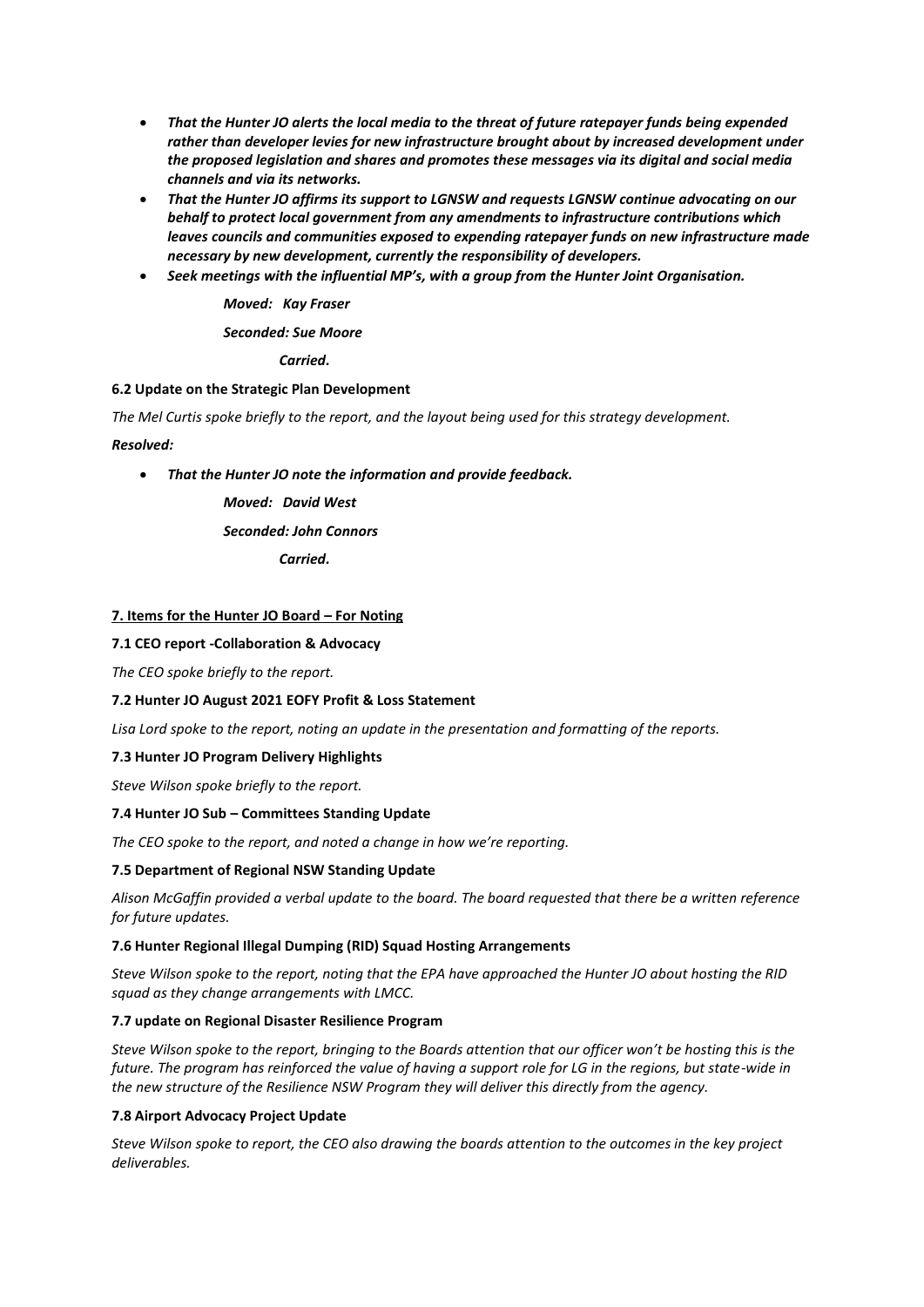- ***That the Hunter JO alerts the local media to the threat of future ratepayer funds being expended rather than developer levies for new infrastructure brought about by increased development under the proposed legislation and shares and promotes these messages via its digital and social media channels and via its networks.***
- ***That the Hunter JO affirms its support to LGNSW and requests LGNSW continue advocating on our behalf to protect local government from any amendments to infrastructure contributions which leaves councils and communities exposed to expending ratepayer funds on new infrastructure made necessary by new development, currently the responsibility of developers.***
- ***Seek meetings with the influential MP's, with a group from the Hunter Joint Organisation.***

***Moved: Kay Fraser***

***Seconded: Sue Moore***

***Carried.***

**6.2 Update on the Strategic Plan Development**

*The Mel Curtis spoke briefly to the report, and the layout being used for this strategy development.*

***Resolved:***

- ***That the Hunter JO note the information and provide feedback.***

***Moved: David West***

***Seconded: John Connors***

***Carried.***

**7. Items for the Hunter JO Board – For Noting**

**7.1 CEO report -Collaboration & Advocacy**

*The CEO spoke briefly to the report.*

**7.2 Hunter JO August 2021 EOFY Profit & Loss Statement**

*Lisa Lord spoke to the report, noting an update in the presentation and formatting of the reports.*

**7.3 Hunter JO Program Delivery Highlights**

*Steve Wilson spoke briefly to the report.*

**7.4 Hunter JO Sub – Committees Standing Update**

*The CEO spoke to the report, and noted a change in how we're reporting.*

**7.5 Department of Regional NSW Standing Update**

*Alison McGaffin provided a verbal update to the board. The board requested that there be a written reference for future updates.*

**7.6 Hunter Regional Illegal Dumping (RID) Squad Hosting Arrangements**

*Steve Wilson spoke to the report, noting that the EPA have approached the Hunter JO about hosting the RID squad as they change arrangements with LMCC.*

**7.7 update on Regional Disaster Resilience Program**

*Steve Wilson spoke to the report, bringing to the Boards attention that our officer won't be hosting this is the future. The program has reinforced the value of having a support role for LG in the regions, but state-wide in the new structure of the Resilience NSW Program they will deliver this directly from the agency.*

**7.8 Airport Advocacy Project Update**

*Steve Wilson spoke to report, the CEO also drawing the boards attention to the outcomes in the key project deliverables.*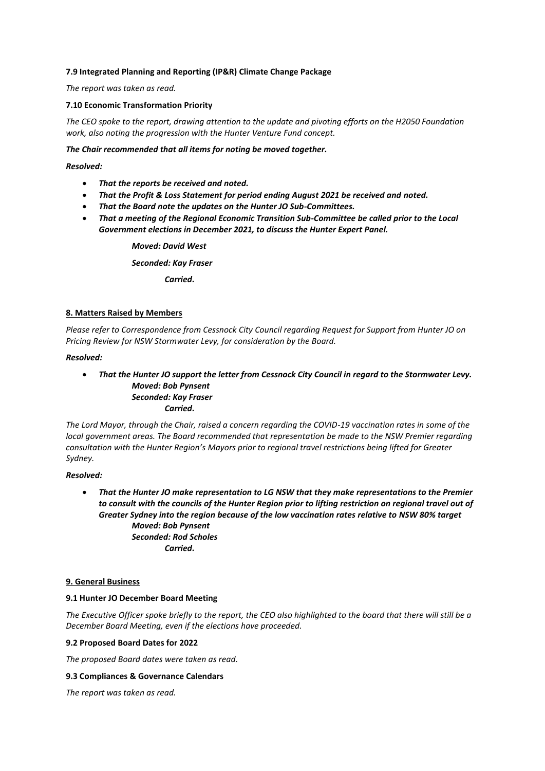**7.9 Integrated Planning and Reporting (IP&R) Climate Change Package**

*The report was taken as read.*

**7.10 Economic Transformation Priority**

*The CEO spoke to the report, drawing attention to the update and pivoting efforts on the H2050 Foundation work, also noting the progression with the Hunter Venture Fund concept.*

***The Chair recommended that all items for noting be moved together.***

***Resolved:***

- ***That the reports be received and noted.***
- ***That the Profit & Loss Statement for period ending August 2021 be received and noted.***
- ***That the Board note the updates on the Hunter JO Sub-Committees.***
- ***That a meeting of the Regional Economic Transition Sub-Committee be called prior to the Local Government elections in December 2021, to discuss the Hunter Expert Panel.***

***Moved: David West***

***Seconded: Kay Fraser***

***Carried.***

## 8. Matters Raised by Members

*Please refer to Correspondence from Cessnock City Council regarding Request for Support from Hunter JO on Pricing Review for NSW Stormwater Levy, for consideration by the Board.*

***Resolved:***

- ***That the Hunter JO support the letter from Cessnock City Council in regard to the Stormwater Levy.***
  ***Moved: Bob Pynsent***
  ***Seconded: Kay Fraser***
  ***Carried.***

*The Lord Mayor, through the Chair, raised a concern regarding the COVID-19 vaccination rates in some of the local government areas. The Board recommended that representation be made to the NSW Premier regarding consultation with the Hunter Region's Mayors prior to regional travel restrictions being lifted for Greater Sydney.*

***Resolved:***

- ***That the Hunter JO make representation to LG NSW that they make representations to the Premier to consult with the councils of the Hunter Region prior to lifting restriction on regional travel out of Greater Sydney into the region because of the low vaccination rates relative to NSW 80% target***
  ***Moved: Bob Pynsent***
  ***Seconded: Rod Scholes***
  ***Carried.***

## 9. General Business

**9.1 Hunter JO December Board Meeting**

*The Executive Officer spoke briefly to the report, the CEO also highlighted to the board that there will still be a December Board Meeting, even if the elections have proceeded.*

**9.2 Proposed Board Dates for 2022**

*The proposed Board dates were taken as read.*

**9.3 Compliances & Governance Calendars**

*The report was taken as read.*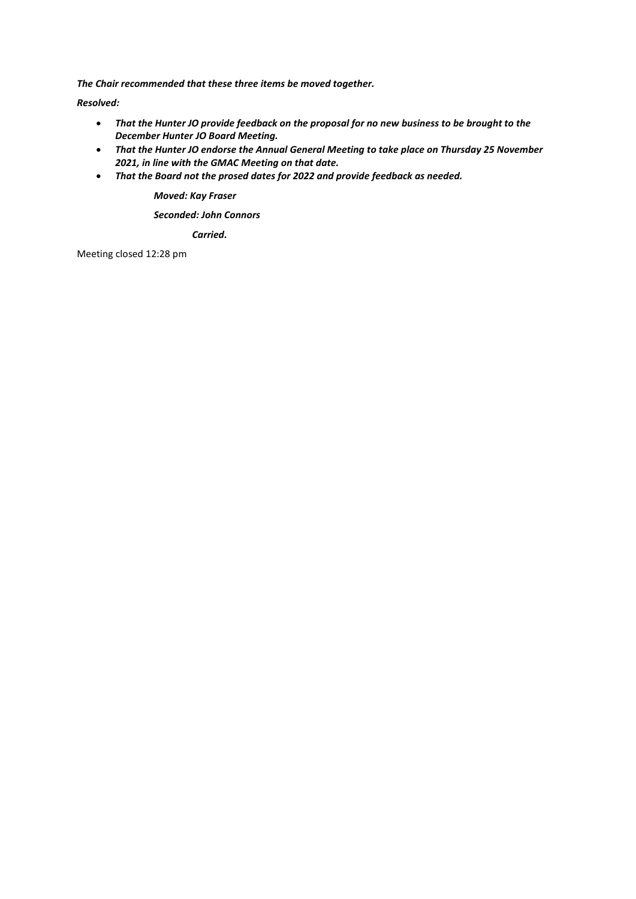***The Chair recommended that these three items be moved together.***

***Resolved:***

- ***That the Hunter JO provide feedback on the proposal for no new business to be brought to the December Hunter JO Board Meeting.***
- ***That the Hunter JO endorse the Annual General Meeting to take place on Thursday 25 November 2021, in line with the GMAC Meeting on that date.***
- ***That the Board not the prosed dates for 2022 and provide feedback as needed.***

***Moved: Kay Fraser***

***Seconded: John Connors***

***Carried.***

Meeting closed 12:28 pm